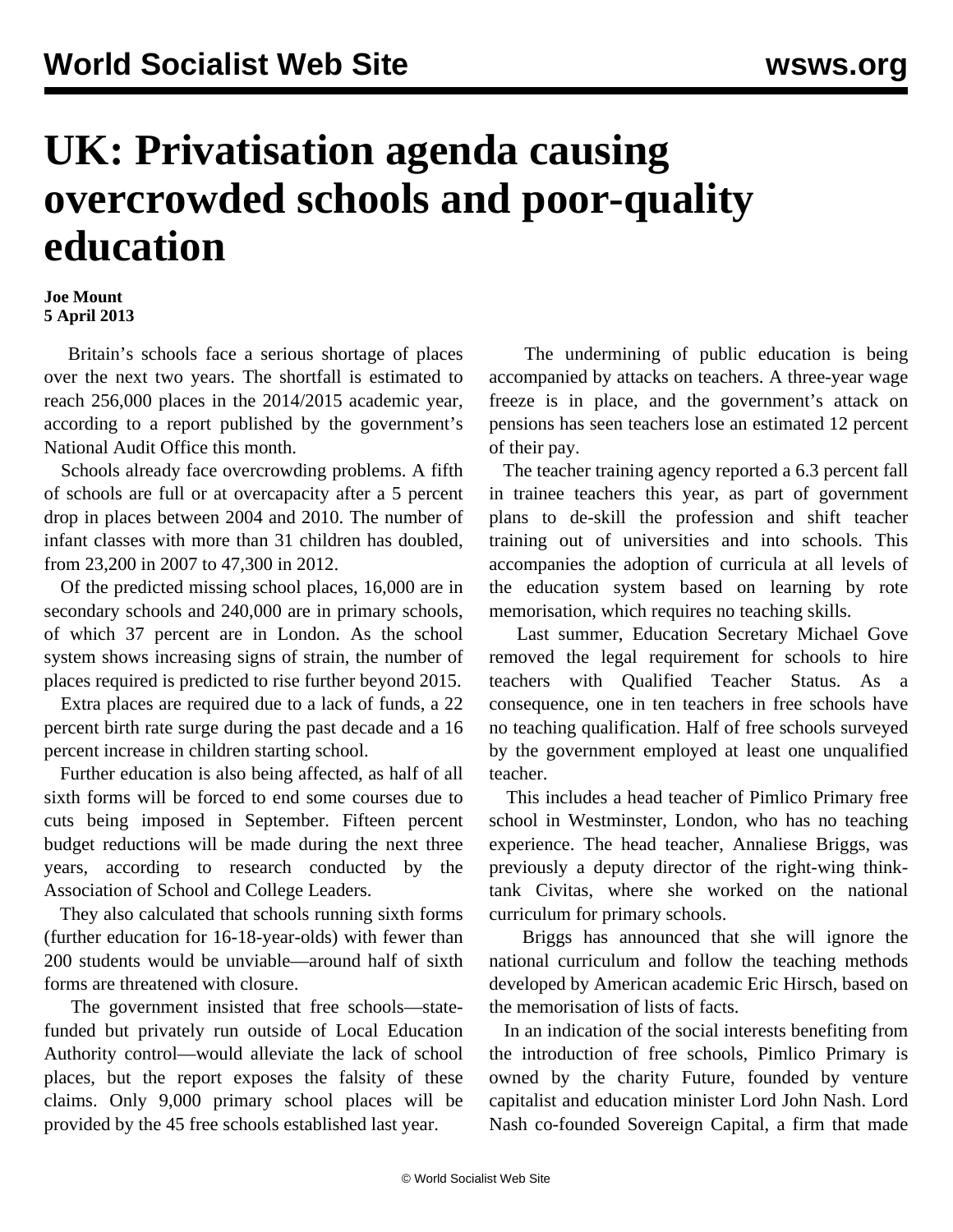# UK: Privatisation agenda causing overcrowded schools and poor-quality education

**Joe Mount**
**5 April 2013**

Britain's schools face a serious shortage of places over the next two years. The shortfall is estimated to reach 256,000 places in the 2014/2015 academic year, according to a report published by the government's National Audit Office this month.

Schools already face overcrowding problems. A fifth of schools are full or at overcapacity after a 5 percent drop in places between 2004 and 2010. The number of infant classes with more than 31 children has doubled, from 23,200 in 2007 to 47,300 in 2012.

Of the predicted missing school places, 16,000 are in secondary schools and 240,000 are in primary schools, of which 37 percent are in London. As the school system shows increasing signs of strain, the number of places required is predicted to rise further beyond 2015.

Extra places are required due to a lack of funds, a 22 percent birth rate surge during the past decade and a 16 percent increase in children starting school.

Further education is also being affected, as half of all sixth forms will be forced to end some courses due to cuts being imposed in September. Fifteen percent budget reductions will be made during the next three years, according to research conducted by the Association of School and College Leaders.

They also calculated that schools running sixth forms (further education for 16-18-year-olds) with fewer than 200 students would be unviable—around half of sixth forms are threatened with closure.

The government insisted that free schools—state-funded but privately run outside of Local Education Authority control—would alleviate the lack of school places, but the report exposes the falsity of these claims. Only 9,000 primary school places will be provided by the 45 free schools established last year.

The undermining of public education is being accompanied by attacks on teachers. A three-year wage freeze is in place, and the government's attack on pensions has seen teachers lose an estimated 12 percent of their pay.

The teacher training agency reported a 6.3 percent fall in trainee teachers this year, as part of government plans to de-skill the profession and shift teacher training out of universities and into schools. This accompanies the adoption of curricula at all levels of the education system based on learning by rote memorisation, which requires no teaching skills.

Last summer, Education Secretary Michael Gove removed the legal requirement for schools to hire teachers with Qualified Teacher Status. As a consequence, one in ten teachers in free schools have no teaching qualification. Half of free schools surveyed by the government employed at least one unqualified teacher.

This includes a head teacher of Pimlico Primary free school in Westminster, London, who has no teaching experience. The head teacher, Annaliese Briggs, was previously a deputy director of the right-wing think-tank Civitas, where she worked on the national curriculum for primary schools.

Briggs has announced that she will ignore the national curriculum and follow the teaching methods developed by American academic Eric Hirsch, based on the memorisation of lists of facts.

In an indication of the social interests benefiting from the introduction of free schools, Pimlico Primary is owned by the charity Future, founded by venture capitalist and education minister Lord John Nash. Lord Nash co-founded Sovereign Capital, a firm that made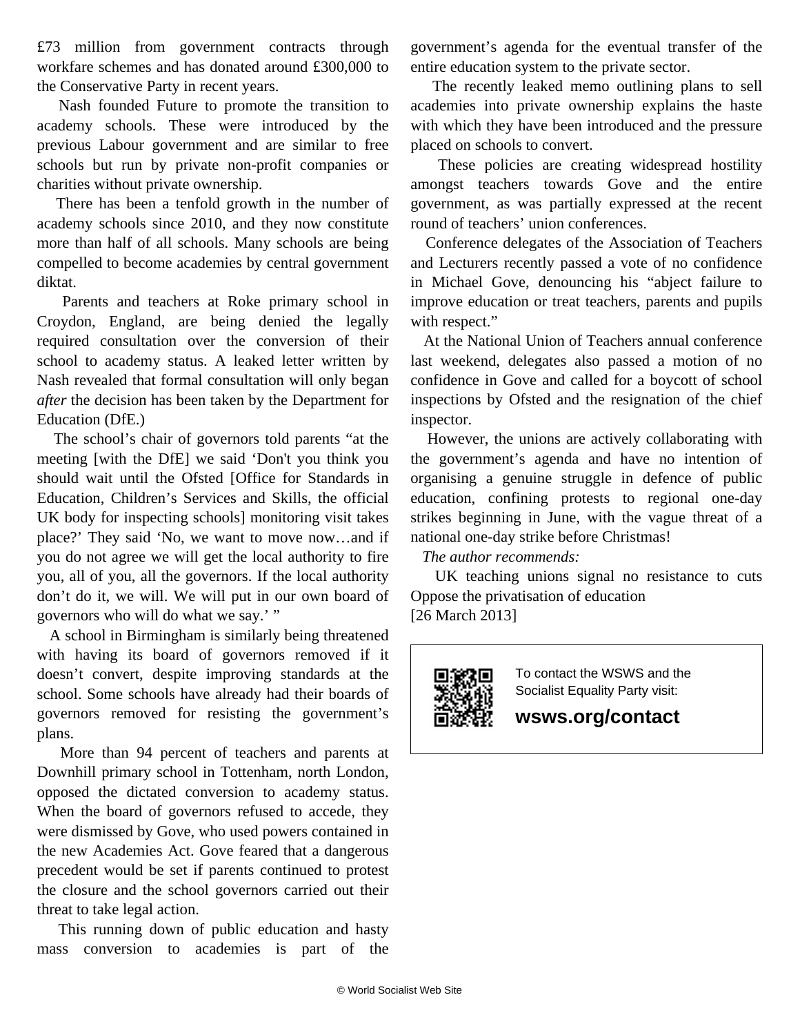£73 million from government contracts through workfare schemes and has donated around £300,000 to the Conservative Party in recent years.

Nash founded Future to promote the transition to academy schools. These were introduced by the previous Labour government and are similar to free schools but run by private non-profit companies or charities without private ownership.

There has been a tenfold growth in the number of academy schools since 2010, and they now constitute more than half of all schools. Many schools are being compelled to become academies by central government diktat.

Parents and teachers at Roke primary school in Croydon, England, are being denied the legally required consultation over the conversion of their school to academy status. A leaked letter written by Nash revealed that formal consultation will only began *after* the decision has been taken by the Department for Education (DfE.)

The school's chair of governors told parents "at the meeting [with the DfE] we said 'Don't you think you should wait until the Ofsted [Office for Standards in Education, Children's Services and Skills, the official UK body for inspecting schools] monitoring visit takes place?' They said 'No, we want to move now…and if you do not agree we will get the local authority to fire you, all of you, all the governors. If the local authority don't do it, we will. We will put in our own board of governors who will do what we say.' "

A school in Birmingham is similarly being threatened with having its board of governors removed if it doesn't convert, despite improving standards at the school. Some schools have already had their boards of governors removed for resisting the government's plans.

More than 94 percent of teachers and parents at Downhill primary school in Tottenham, north London, opposed the dictated conversion to academy status. When the board of governors refused to accede, they were dismissed by Gove, who used powers contained in the new Academies Act. Gove feared that a dangerous precedent would be set if parents continued to protest the closure and the school governors carried out their threat to take legal action.

This running down of public education and hasty mass conversion to academies is part of the government's agenda for the eventual transfer of the entire education system to the private sector.

The recently leaked memo outlining plans to sell academies into private ownership explains the haste with which they have been introduced and the pressure placed on schools to convert.

These policies are creating widespread hostility amongst teachers towards Gove and the entire government, as was partially expressed at the recent round of teachers' union conferences.

Conference delegates of the Association of Teachers and Lecturers recently passed a vote of no confidence in Michael Gove, denouncing his "abject failure to improve education or treat teachers, parents and pupils with respect."

At the National Union of Teachers annual conference last weekend, delegates also passed a motion of no confidence in Gove and called for a boycott of school inspections by Ofsted and the resignation of the chief inspector.

However, the unions are actively collaborating with the government's agenda and have no intention of organising a genuine struggle in defence of public education, confining protests to regional one-day strikes beginning in June, with the vague threat of a national one-day strike before Christmas!

*The author recommends:*

UK teaching unions signal no resistance to cuts
Oppose the privatisation of education
[26 March 2013]

To contact the WSWS and the Socialist Equality Party visit:

**wsws.org/contact**